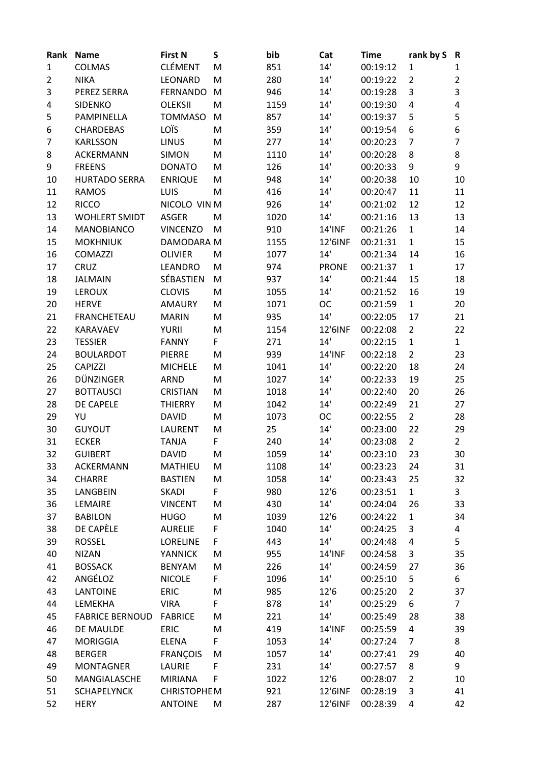| Rank | Name | First N | S | bib | Cat | Time | rank by S | R |
|---|---|---|---|---|---|---|---|---|
| 1 | COLMAS | CLÉMENT | M | 851 | 14' | 00:19:12 | 1 | 1 |
| 2 | NIKA | LEONARD | M | 280 | 14' | 00:19:22 | 2 | 2 |
| 3 | PEREZ SERRA | FERNANDO | M | 946 | 14' | 00:19:28 | 3 | 3 |
| 4 | SIDENKO | OLEKSII | M | 1159 | 14' | 00:19:30 | 4 | 4 |
| 5 | PAMPINELLA | TOMMASO | M | 857 | 14' | 00:19:37 | 5 | 5 |
| 6 | CHARDEBAS | LOÏS | M | 359 | 14' | 00:19:54 | 6 | 6 |
| 7 | KARLSSON | LINUS | M | 277 | 14' | 00:20:23 | 7 | 7 |
| 8 | ACKERMANN | SIMON | M | 1110 | 14' | 00:20:28 | 8 | 8 |
| 9 | FREENS | DONATO | M | 126 | 14' | 00:20:33 | 9 | 9 |
| 10 | HURTADO SERRA | ENRIQUE | M | 948 | 14' | 00:20:38 | 10 | 10 |
| 11 | RAMOS | LUIS | M | 416 | 14' | 00:20:47 | 11 | 11 |
| 12 | RICCO | NICOLO VIN | M | 926 | 14' | 00:21:02 | 12 | 12 |
| 13 | WOHLERT SMIDT | ASGER | M | 1020 | 14' | 00:21:16 | 13 | 13 |
| 14 | MANOBIANCO | VINCENZO | M | 910 | 14'INF | 00:21:26 | 1 | 14 |
| 15 | MOKHNIUK | DAMODARA | M | 1155 | 12'6INF | 00:21:31 | 1 | 15 |
| 16 | COMAZZI | OLIVIER | M | 1077 | 14' | 00:21:34 | 14 | 16 |
| 17 | CRUZ | LEANDRO | M | 974 | PRONE | 00:21:37 | 1 | 17 |
| 18 | JALMAIN | SÉBASTIEN | M | 937 | 14' | 00:21:44 | 15 | 18 |
| 19 | LEROUX | CLOVIS | M | 1055 | 14' | 00:21:52 | 16 | 19 |
| 20 | HERVE | AMAURY | M | 1071 | OC | 00:21:59 | 1 | 20 |
| 21 | FRANCHETEAU | MARIN | M | 935 | 14' | 00:22:05 | 17 | 21 |
| 22 | KARAVAEV | YURII | M | 1154 | 12'6INF | 00:22:08 | 2 | 22 |
| 23 | TESSIER | FANNY | F | 271 | 14' | 00:22:15 | 1 | 1 |
| 24 | BOULARDOT | PIERRE | M | 939 | 14'INF | 00:22:18 | 2 | 23 |
| 25 | CAPIZZI | MICHELE | M | 1041 | 14' | 00:22:20 | 18 | 24 |
| 26 | DÜNZINGER | ARND | M | 1027 | 14' | 00:22:33 | 19 | 25 |
| 27 | BOTTAUSCI | CRISTIAN | M | 1018 | 14' | 00:22:40 | 20 | 26 |
| 28 | DE CAPELE | THIERRY | M | 1042 | 14' | 00:22:49 | 21 | 27 |
| 29 | YU | DAVID | M | 1073 | OC | 00:22:55 | 2 | 28 |
| 30 | GUYOUT | LAURENT | M | 25 | 14' | 00:23:00 | 22 | 29 |
| 31 | ECKER | TANJA | F | 240 | 14' | 00:23:08 | 2 | 2 |
| 32 | GUIBERT | DAVID | M | 1059 | 14' | 00:23:10 | 23 | 30 |
| 33 | ACKERMANN | MATHIEU | M | 1108 | 14' | 00:23:23 | 24 | 31 |
| 34 | CHARRE | BASTIEN | M | 1058 | 14' | 00:23:43 | 25 | 32 |
| 35 | LANGBEIN | SKADI | F | 980 | 12'6 | 00:23:51 | 1 | 3 |
| 36 | LEMAIRE | VINCENT | M | 430 | 14' | 00:24:04 | 26 | 33 |
| 37 | BABILON | HUGO | M | 1039 | 12'6 | 00:24:22 | 1 | 34 |
| 38 | DE CAPÈLE | AURELIE | F | 1040 | 14' | 00:24:25 | 3 | 4 |
| 39 | ROSSEL | LORELINE | F | 443 | 14' | 00:24:48 | 4 | 5 |
| 40 | NIZAN | YANNICK | M | 955 | 14'INF | 00:24:58 | 3 | 35 |
| 41 | BOSSACK | BENYAM | M | 226 | 14' | 00:24:59 | 27 | 36 |
| 42 | ANGÉLOZ | NICOLE | F | 1096 | 14' | 00:25:10 | 5 | 6 |
| 43 | LANTOINE | ERIC | M | 985 | 12'6 | 00:25:20 | 2 | 37 |
| 44 | LEMEKHA | VIRA | F | 878 | 14' | 00:25:29 | 6 | 7 |
| 45 | FABRICE BERNOUD | FABRICE | M | 221 | 14' | 00:25:49 | 28 | 38 |
| 46 | DE MAULDE | ERIC | M | 419 | 14'INF | 00:25:59 | 4 | 39 |
| 47 | MORIGGIA | ELENA | F | 1053 | 14' | 00:27:24 | 7 | 8 |
| 48 | BERGER | FRANÇOIS | M | 1057 | 14' | 00:27:41 | 29 | 40 |
| 49 | MONTAGNER | LAURIE | F | 231 | 14' | 00:27:57 | 8 | 9 |
| 50 | MANGIALASCHE | MIRIANA | F | 1022 | 12'6 | 00:28:07 | 2 | 10 |
| 51 | SCHAPELYNCK | CHRISTOPHE | M | 921 | 12'6INF | 00:28:19 | 3 | 41 |
| 52 | HERY | ANTOINE | M | 287 | 12'6INF | 00:28:39 | 4 | 42 |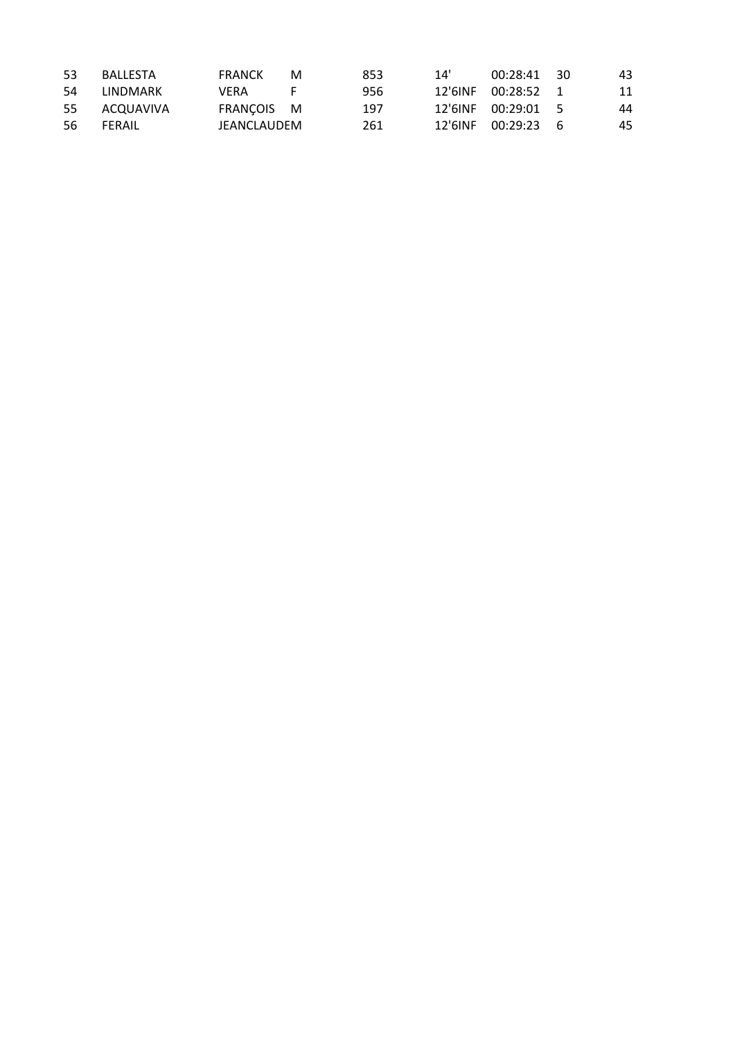| | | | | | | | | |
|---|---|---|---|---|---|---|---|---|
| 53 | BALLESTA | FRANCK | M | 853 | 14' | 00:28:41 | 30 | 43 |
| 54 | LINDMARK | VERA | F | 956 | 12'6INF | 00:28:52 | 1 | 11 |
| 55 | ACQUAVIVA | FRANÇOIS | M | 197 | 12'6INF | 00:29:01 | 5 | 44 |
| 56 | FERAIL | JEANCLAUDE | M | 261 | 12'6INF | 00:29:23 | 6 | 45 |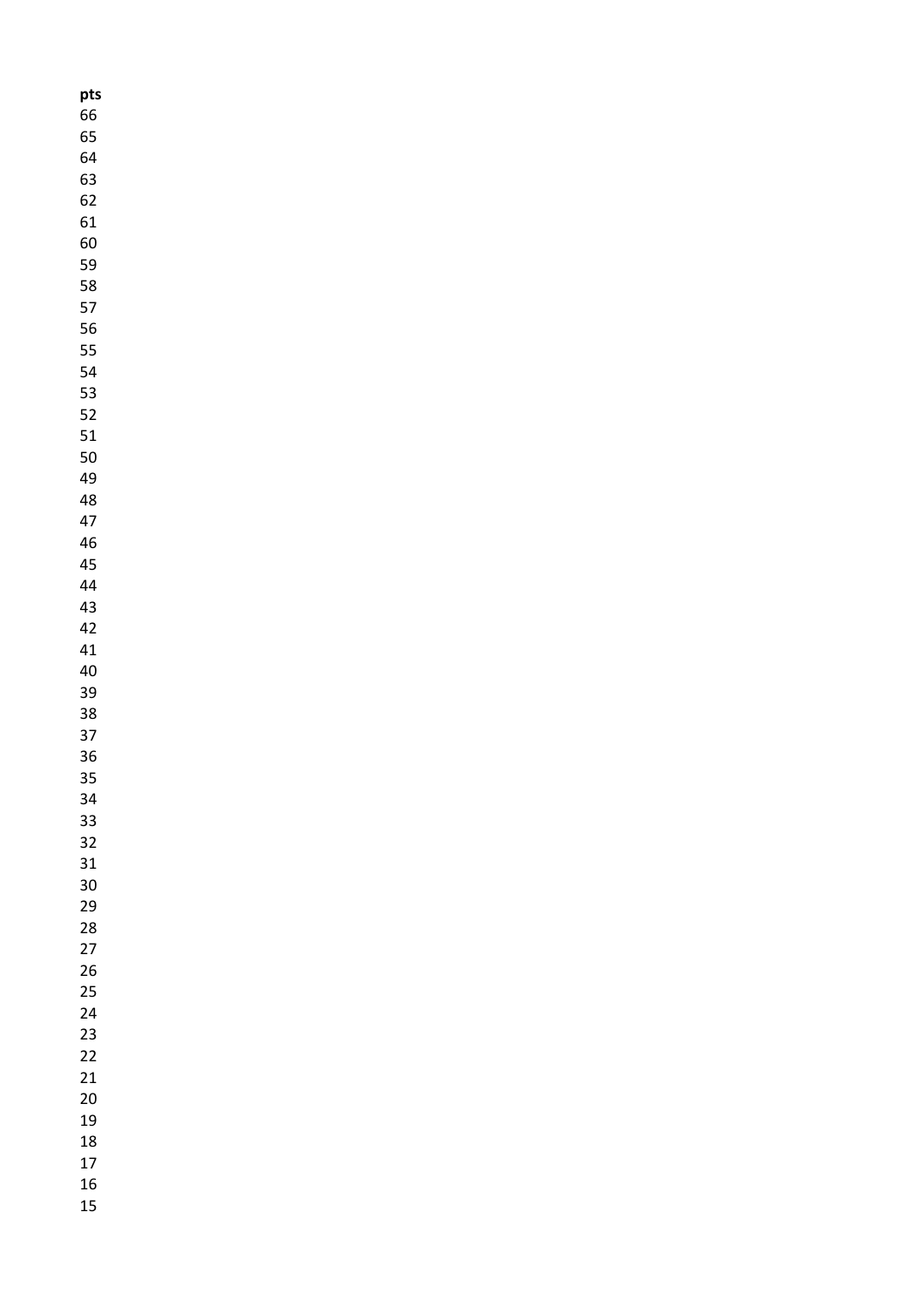| **pts** |
|---|
| 66 |
| 65 |
| 64 |
| 63 |
| 62 |
| 61 |
| 60 |
| 59 |
| 58 |
| 57 |
| 56 |
| 55 |
| 54 |
| 53 |
| 52 |
| 51 |
| 50 |
| 49 |
| 48 |
| 47 |
| 46 |
| 45 |
| 44 |
| 43 |
| 42 |
| 41 |
| 40 |
| 39 |
| 38 |
| 37 |
| 36 |
| 35 |
| 34 |
| 33 |
| 32 |
| 31 |
| 30 |
| 29 |
| 28 |
| 27 |
| 26 |
| 25 |
| 24 |
| 23 |
| 22 |
| 21 |
| 20 |
| 19 |
| 18 |
| 17 |
| 16 |
| 15 |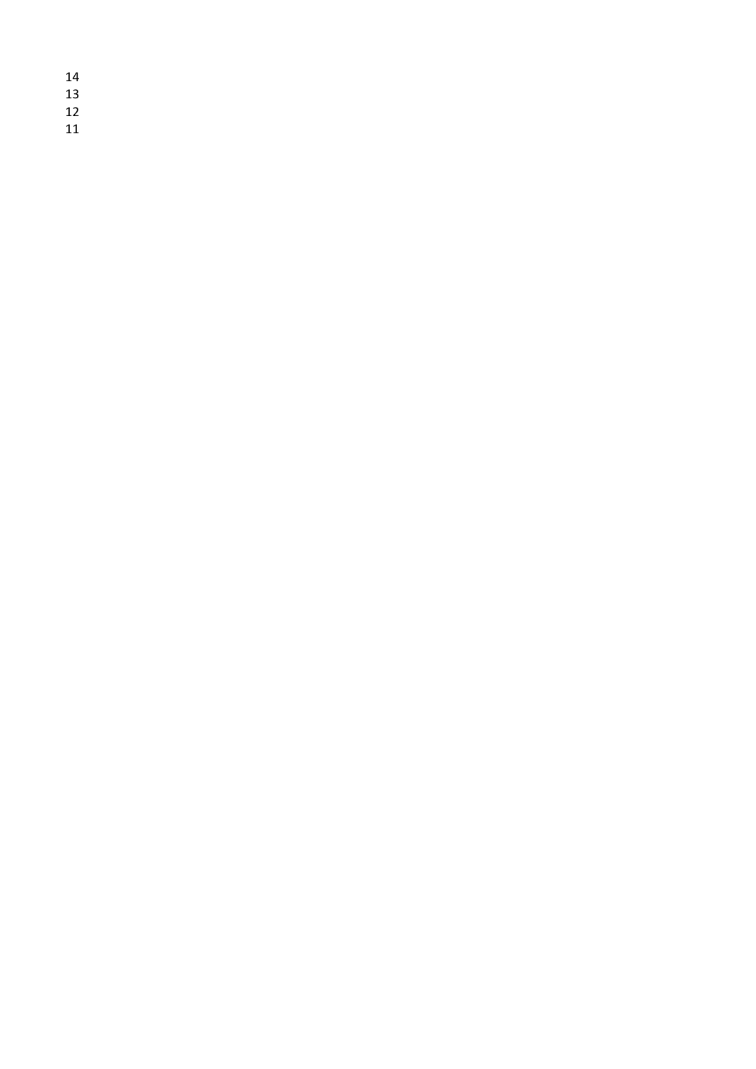14
13
12
11